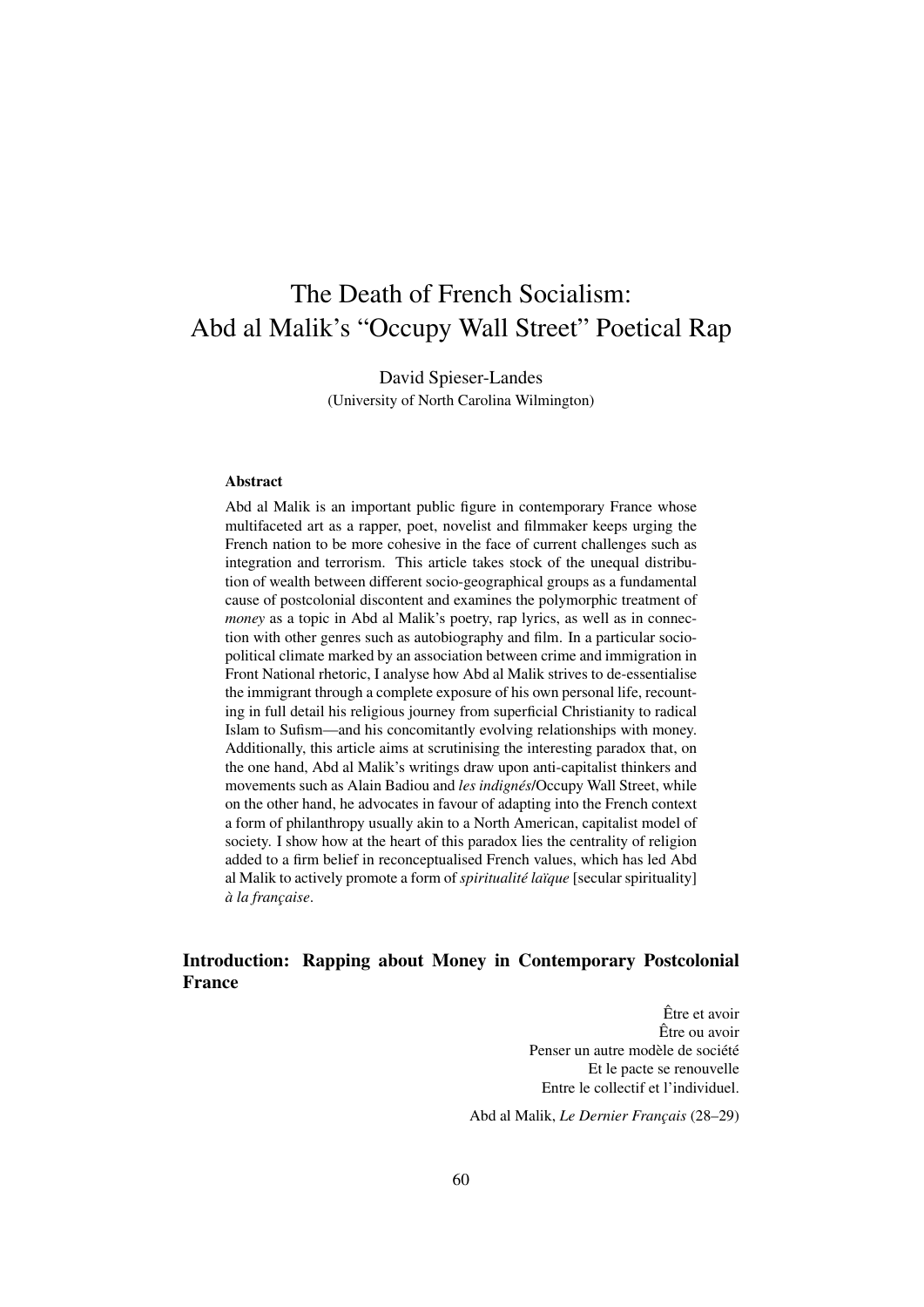# The Death of French Socialism: Abd al Malik's "Occupy Wall Street" Poetical Rap

David Spieser-Landes
(University of North Carolina Wilmington)

**Abstract**

Abd al Malik is an important public figure in contemporary France whose multifaceted art as a rapper, poet, novelist and filmmaker keeps urging the French nation to be more cohesive in the face of current challenges such as integration and terrorism. This article takes stock of the unequal distribution of wealth between different socio-geographical groups as a fundamental cause of postcolonial discontent and examines the polymorphic treatment of *money* as a topic in Abd al Malik's poetry, rap lyrics, as well as in connection with other genres such as autobiography and film. In a particular socio-political climate marked by an association between crime and immigration in Front National rhetoric, I analyse how Abd al Malik strives to de-essentialise the immigrant through a complete exposure of his own personal life, recounting in full detail his religious journey from superficial Christianity to radical Islam to Sufism—and his concomitantly evolving relationships with money. Additionally, this article aims at scrutinising the interesting paradox that, on the one hand, Abd al Malik's writings draw upon anti-capitalist thinkers and movements such as Alain Badiou and *les indignés*/Occupy Wall Street, while on the other hand, he advocates in favour of adapting into the French context a form of philanthropy usually akin to a North American, capitalist model of society. I show how at the heart of this paradox lies the centrality of religion added to a firm belief in reconceptualised French values, which has led Abd al Malik to actively promote a form of *spiritualité laïque* [secular spirituality] *à la française*.

## Introduction: Rapping about Money in Contemporary Postcolonial France

> Être et avoir
> Être ou avoir
> Penser un autre modèle de société
> Et le pacte se renouvelle
> Entre le collectif et l'individuel.
>
> Abd al Malik, *Le Dernier Français* (28–29)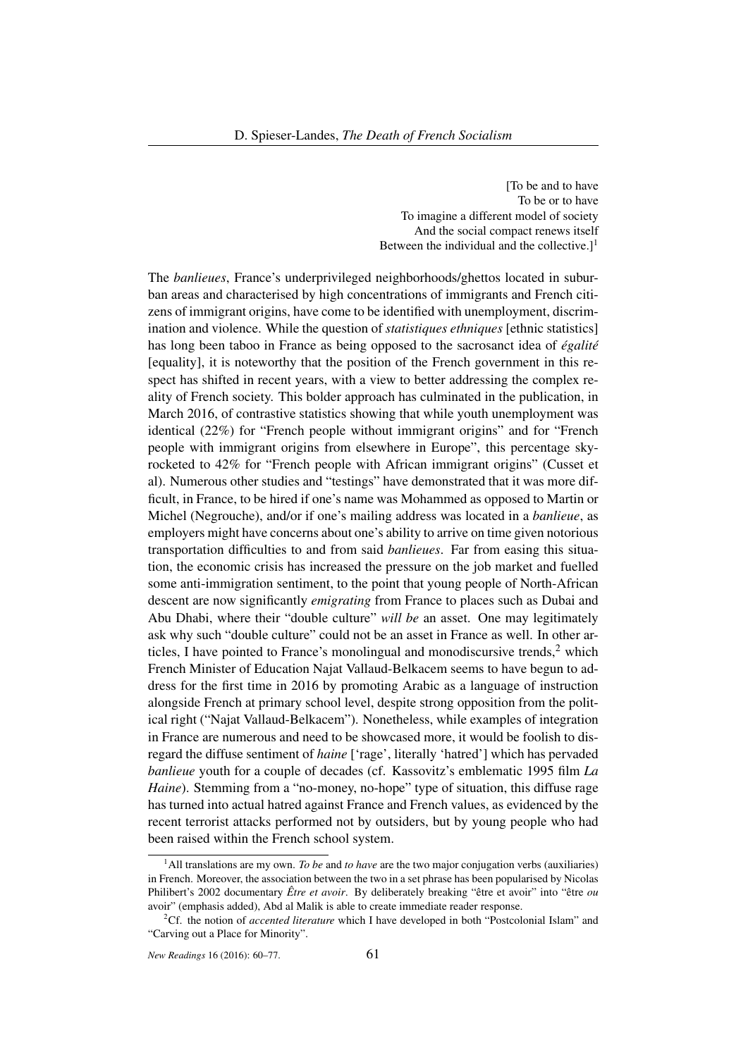[To be and to have  
To be or to have  
To imagine a different model of society  
And the social compact renews itself  
Between the individual and the collective.][1]

The *banlieues*, France's underprivileged neighborhoods/ghettos located in suburban areas and characterised by high concentrations of immigrants and French citizens of immigrant origins, have come to be identified with unemployment, discrimination and violence. While the question of *statistiques ethniques* [ethnic statistics] has long been taboo in France as being opposed to the sacrosanct idea of *égalité* [equality], it is noteworthy that the position of the French government in this respect has shifted in recent years, with a view to better addressing the complex reality of French society. This bolder approach has culminated in the publication, in March 2016, of contrastive statistics showing that while youth unemployment was identical (22%) for "French people without immigrant origins" and for "French people with immigrant origins from elsewhere in Europe", this percentage skyrocketed to 42% for "French people with African immigrant origins" (Cusset et al). Numerous other studies and "testings" have demonstrated that it was more difficult, in France, to be hired if one's name was Mohammed as opposed to Martin or Michel (Negrouche), and/or if one's mailing address was located in a *banlieue*, as employers might have concerns about one's ability to arrive on time given notorious transportation difficulties to and from said *banlieues*. Far from easing this situation, the economic crisis has increased the pressure on the job market and fuelled some anti-immigration sentiment, to the point that young people of North-African descent are now significantly *emigrating* from France to places such as Dubai and Abu Dhabi, where their "double culture" *will be* an asset. One may legitimately ask why such "double culture" could not be an asset in France as well. In other articles, I have pointed to France's monolingual and monodiscursive trends,[2] which French Minister of Education Najat Vallaud-Belkacem seems to have begun to address for the first time in 2016 by promoting Arabic as a language of instruction alongside French at primary school level, despite strong opposition from the political right ("Najat Vallaud-Belkacem"). Nonetheless, while examples of integration in France are numerous and need to be showcased more, it would be foolish to disregard the diffuse sentiment of *haine* ['rage', literally 'hatred'] which has pervaded *banlieue* youth for a couple of decades (cf. Kassovitz's emblematic 1995 film *La Haine*). Stemming from a "no-money, no-hope" type of situation, this diffuse rage has turned into actual hatred against France and French values, as evidenced by the recent terrorist attacks performed not by outsiders, but by young people who had been raised within the French school system.

---

[1] All translations are my own. *To be* and *to have* are the two major conjugation verbs (auxiliaries) in French. Moreover, the association between the two in a set phrase has been popularised by Nicolas Philibert's 2002 documentary *Être et avoir*. By deliberately breaking "être et avoir" into "être *ou* avoir" (emphasis added), Abd al Malik is able to create immediate reader response.

[2] Cf. the notion of *accented literature* which I have developed in both "Postcolonial Islam" and "Carving out a Place for Minority".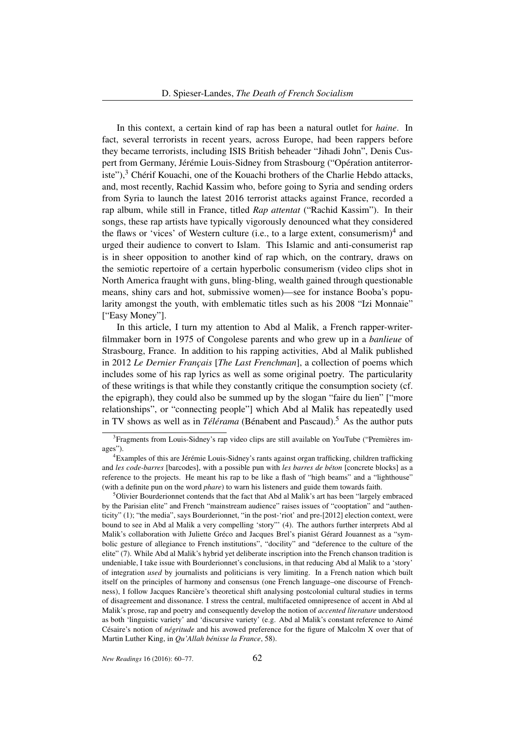In this context, a certain kind of rap has been a natural outlet for *haine*. In fact, several terrorists in recent years, across Europe, had been rappers before they became terrorists, including ISIS British beheader "Jihadi John", Denis Cuspert from Germany, Jérémie Louis-Sidney from Strasbourg ("Opération antiterroriste"),[3] Chérif Kouachi, one of the Kouachi brothers of the Charlie Hebdo attacks, and, most recently, Rachid Kassim who, before going to Syria and sending orders from Syria to launch the latest 2016 terrorist attacks against France, recorded a rap album, while still in France, titled *Rap attentat* ("Rachid Kassim"). In their songs, these rap artists have typically vigorously denounced what they considered the flaws or 'vices' of Western culture (i.e., to a large extent, consumerism)[4] and urged their audience to convert to Islam. This Islamic and anti-consumerist rap is in sheer opposition to another kind of rap which, on the contrary, draws on the semiotic repertoire of a certain hyperbolic consumerism (video clips shot in North America fraught with guns, bling-bling, wealth gained through questionable means, shiny cars and hot, submissive women)—see for instance Booba's popularity amongst the youth, with emblematic titles such as his 2008 "Izi Monnaie" ["Easy Money"].

In this article, I turn my attention to Abd al Malik, a French rapper-writer-filmmaker born in 1975 of Congolese parents and who grew up in a *banlieue* of Strasbourg, France. In addition to his rapping activities, Abd al Malik published in 2012 *Le Dernier Français* [*The Last Frenchman*], a collection of poems which includes some of his rap lyrics as well as some original poetry. The particularity of these writings is that while they constantly critique the consumption society (cf. the epigraph), they could also be summed up by the slogan "faire du lien" ["more relationships", or "connecting people"] which Abd al Malik has repeatedly used in TV shows as well as in *Télérama* (Bénabent and Pascaud).[5] As the author puts

---

[3] Fragments from Louis-Sidney's rap video clips are still available on YouTube ("Premières images").

[4] Examples of this are Jérémie Louis-Sidney's rants against organ trafficking, children trafficking and *les code-barres* [barcodes], with a possible pun with *les barres de béton* [concrete blocks] as a reference to the projects. He meant his rap to be like a flash of "high beams" and a "lighthouse" (with a definite pun on the word *phare*) to warn his listeners and guide them towards faith.

[5] Olivier Bourderionnet contends that the fact that Abd al Malik's art has been "largely embraced by the Parisian elite" and French "mainstream audience" raises issues of "cooptation" and "authenticity" (1); "the media", says Bourderionnet, "in the post-'riot' and pre-[2012] election context, were bound to see in Abd al Malik a very compelling 'story"' (4). The authors further interprets Abd al Malik's collaboration with Juliette Gréco and Jacques Brel's pianist Gérard Jouannest as a "symbolic gesture of allegiance to French institutions", "docility" and "deference to the culture of the elite" (7). While Abd al Malik's hybrid yet deliberate inscription into the French chanson tradition is undeniable, I take issue with Bourderionnet's conclusions, in that reducing Abd al Malik to a 'story' of integration *used* by journalists and politicians is very limiting. In a French nation which built itself on the principles of harmony and consensus (one French language–one discourse of Frenchness), I follow Jacques Rancière's theoretical shift analysing postcolonial cultural studies in terms of disagreement and dissonance. I stress the central, multifaceted omnipresence of accent in Abd al Malik's prose, rap and poetry and consequently develop the notion of *accented literature* understood as both 'linguistic variety' and 'discursive variety' (e.g. Abd al Malik's constant reference to Aimé Césaire's notion of *négritude* and his avowed preference for the figure of Malcolm X over that of Martin Luther King, in *Qu'Allah bénisse la France*, 58).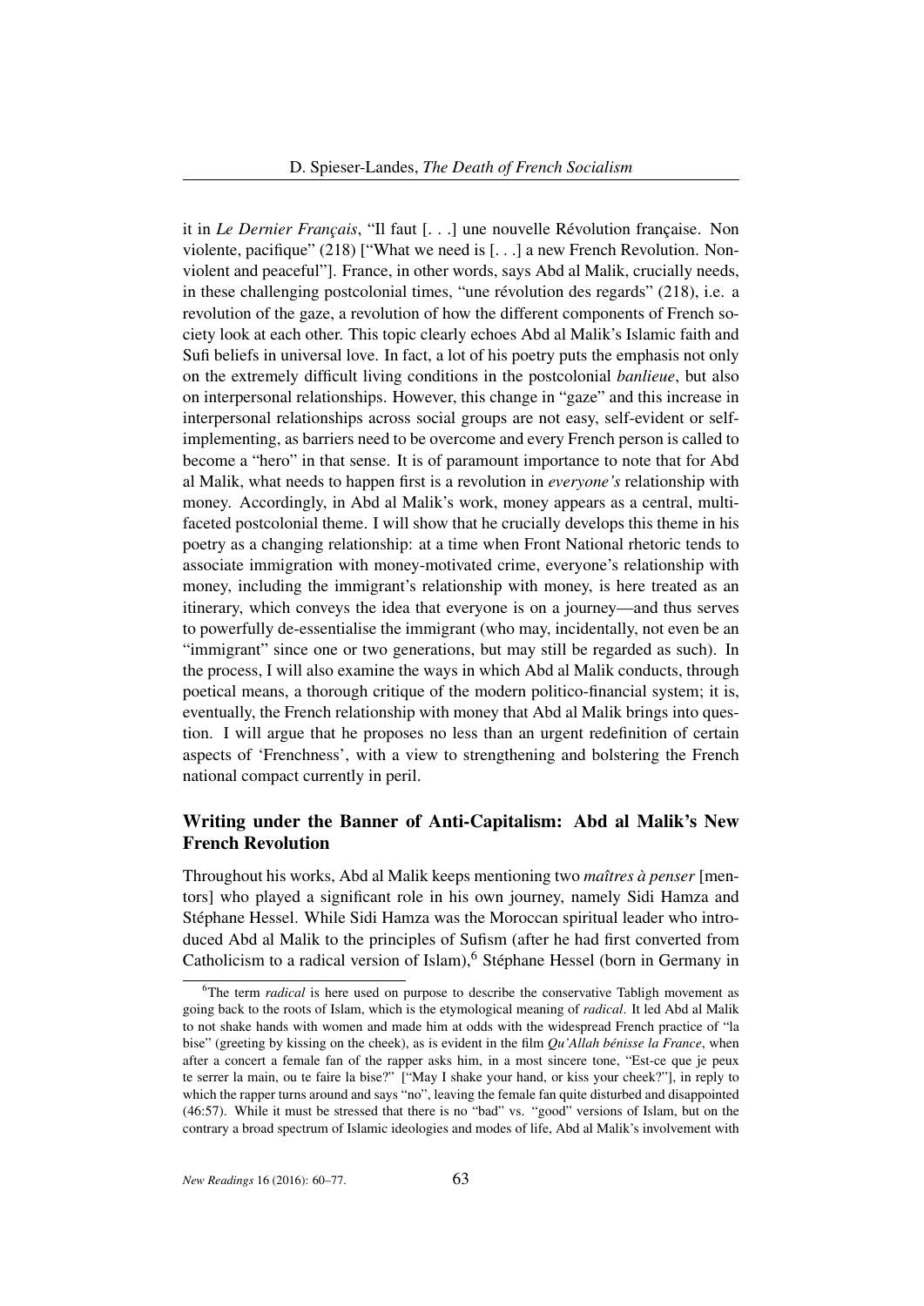it in *Le Dernier Français*, "Il faut [. . .] une nouvelle Révolution française. Non violente, pacifique" (218) ["What we need is [. . .] a new French Revolution. Non-violent and peaceful"]. France, in other words, says Abd al Malik, crucially needs, in these challenging postcolonial times, "une révolution des regards" (218), i.e. a revolution of the gaze, a revolution of how the different components of French society look at each other. This topic clearly echoes Abd al Malik's Islamic faith and Sufi beliefs in universal love. In fact, a lot of his poetry puts the emphasis not only on the extremely difficult living conditions in the postcolonial *banlieue*, but also on interpersonal relationships. However, this change in "gaze" and this increase in interpersonal relationships across social groups are not easy, self-evident or self-implementing, as barriers need to be overcome and every French person is called to become a "hero" in that sense. It is of paramount importance to note that for Abd al Malik, what needs to happen first is a revolution in *everyone's* relationship with money. Accordingly, in Abd al Malik's work, money appears as a central, multi-faceted postcolonial theme. I will show that he crucially develops this theme in his poetry as a changing relationship: at a time when Front National rhetoric tends to associate immigration with money-motivated crime, everyone's relationship with money, including the immigrant's relationship with money, is here treated as an itinerary, which conveys the idea that everyone is on a journey—and thus serves to powerfully de-essentialise the immigrant (who may, incidentally, not even be an "immigrant" since one or two generations, but may still be regarded as such). In the process, I will also examine the ways in which Abd al Malik conducts, through poetical means, a thorough critique of the modern politico-financial system; it is, eventually, the French relationship with money that Abd al Malik brings into question. I will argue that he proposes no less than an urgent redefinition of certain aspects of 'Frenchness', with a view to strengthening and bolstering the French national compact currently in peril.

## Writing under the Banner of Anti-Capitalism: Abd al Malik's New French Revolution

Throughout his works, Abd al Malik keeps mentioning two *maîtres à penser* [mentors] who played a significant role in his own journey, namely Sidi Hamza and Stéphane Hessel. While Sidi Hamza was the Moroccan spiritual leader who introduced Abd al Malik to the principles of Sufism (after he had first converted from Catholicism to a radical version of Islam),[6] Stéphane Hessel (born in Germany in

[6] The term *radical* is here used on purpose to describe the conservative Tabligh movement as going back to the roots of Islam, which is the etymological meaning of *radical*. It led Abd al Malik to not shake hands with women and made him at odds with the widespread French practice of "la bise" (greeting by kissing on the cheek), as is evident in the film *Qu'Allah bénisse la France*, when after a concert a female fan of the rapper asks him, in a most sincere tone, "Est-ce que je peux te serrer la main, ou te faire la bise?" ["May I shake your hand, or kiss your cheek?"], in reply to which the rapper turns around and says "no", leaving the female fan quite disturbed and disappointed (46:57). While it must be stressed that there is no "bad" vs. "good" versions of Islam, but on the contrary a broad spectrum of Islamic ideologies and modes of life, Abd al Malik's involvement with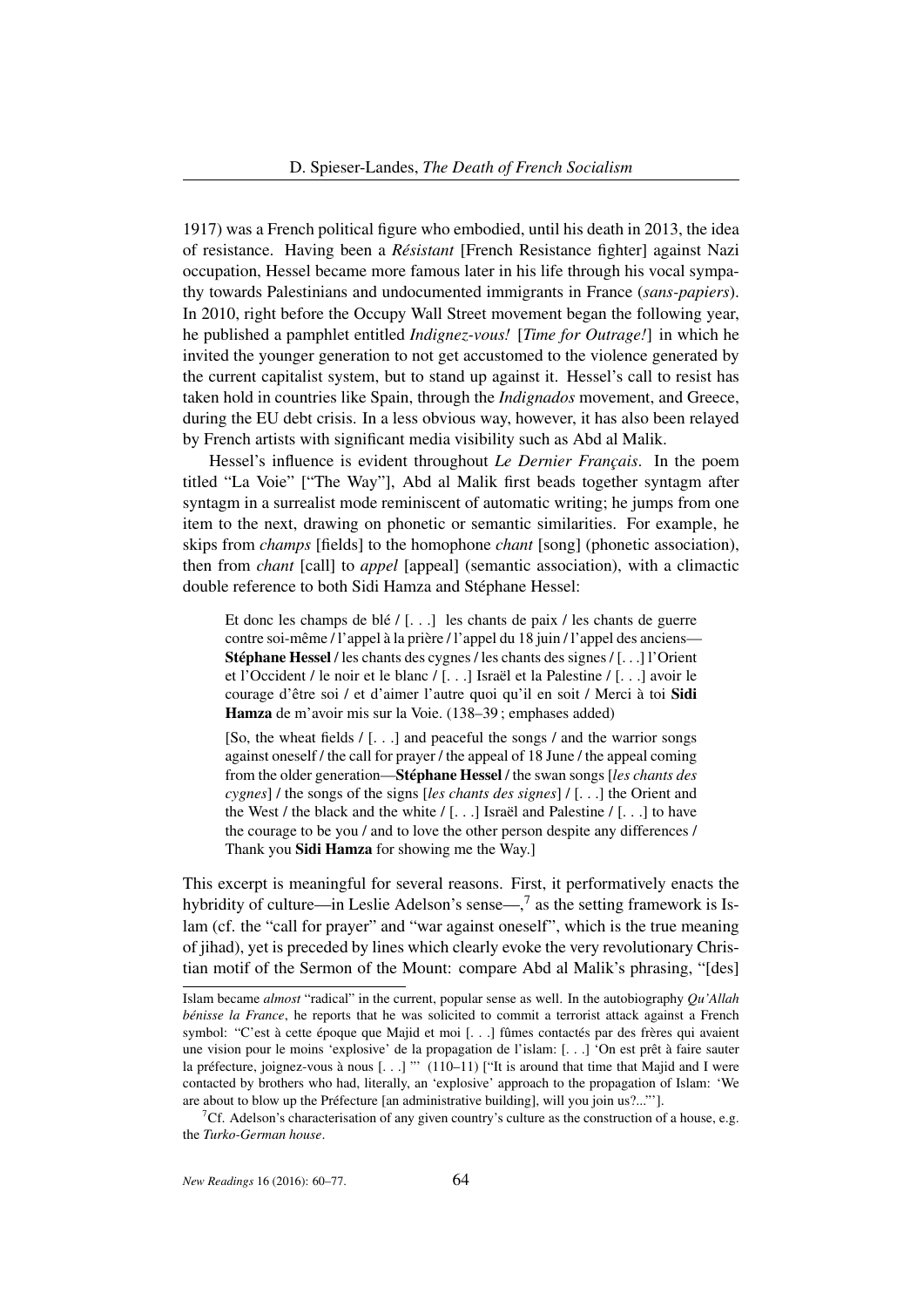1917) was a French political figure who embodied, until his death in 2013, the idea of resistance. Having been a *Résistant* [French Resistance fighter] against Nazi occupation, Hessel became more famous later in his life through his vocal sympathy towards Palestinians and undocumented immigrants in France (*sans-papiers*). In 2010, right before the Occupy Wall Street movement began the following year, he published a pamphlet entitled *Indignez-vous!* [*Time for Outrage!*] in which he invited the younger generation to not get accustomed to the violence generated by the current capitalist system, but to stand up against it. Hessel's call to resist has taken hold in countries like Spain, through the *Indignados* movement, and Greece, during the EU debt crisis. In a less obvious way, however, it has also been relayed by French artists with significant media visibility such as Abd al Malik.

Hessel's influence is evident throughout *Le Dernier Français*. In the poem titled "La Voie" ["The Way"], Abd al Malik first beads together syntagm after syntagm in a surrealist mode reminiscent of automatic writing; he jumps from one item to the next, drawing on phonetic or semantic similarities. For example, he skips from *champs* [fields] to the homophone *chant* [song] (phonetic association), then from *chant* [call] to *appel* [appeal] (semantic association), with a climactic double reference to both Sidi Hamza and Stéphane Hessel:

> Et donc les champs de blé / [. . .] les chants de paix / les chants de guerre contre soi-même / l'appel à la prière / l'appel du 18 juin / l'appel des anciens—**Stéphane Hessel** / les chants des cygnes / les chants des signes / [. . .] l'Orient et l'Occident / le noir et le blanc / [. . .] Israël et la Palestine / [. . .] avoir le courage d'être soi / et d'aimer l'autre quoi qu'il en soit / Merci à toi **Sidi Hamza** de m'avoir mis sur la Voie. (138–39 ; emphases added)
>
> [So, the wheat fields / [. . .] and peaceful the songs / and the warrior songs against oneself / the call for prayer / the appeal of 18 June / the appeal coming from the older generation—**Stéphane Hessel** / the swan songs [*les chants des cygnes*] / the songs of the signs [*les chants des signes*] / [. . .] the Orient and the West / the black and the white / [. . .] Israël and Palestine / [. . .] to have the courage to be you / and to love the other person despite any differences / Thank you **Sidi Hamza** for showing me the Way.]

This excerpt is meaningful for several reasons. First, it performatively enacts the hybridity of culture—in Leslie Adelson's sense—,[7] as the setting framework is Islam (cf. the "call for prayer" and "war against oneself", which is the true meaning of jihad), yet is preceded by lines which clearly evoke the very revolutionary Christian motif of the Sermon of the Mount: compare Abd al Malik's phrasing, "[des]

---

Islam became *almost* "radical" in the current, popular sense as well. In the autobiography *Qu'Allah bénisse la France*, he reports that he was solicited to commit a terrorist attack against a French symbol: "C'est à cette époque que Majid et moi [. . .] fûmes contactés par des frères qui avaient une vision pour le moins 'explosive' de la propagation de l'islam: [. . .] 'On est prêt à faire sauter la préfecture, joignez-vous à nous [. . .] "' (110–11) ["It is around that time that Majid and I were contacted by brothers who had, literally, an 'explosive' approach to the propagation of Islam: 'We are about to blow up the Préfecture [an administrative building], will you join us?..."'].

[7] Cf. Adelson's characterisation of any given country's culture as the construction of a house, e.g. the *Turko-German house*.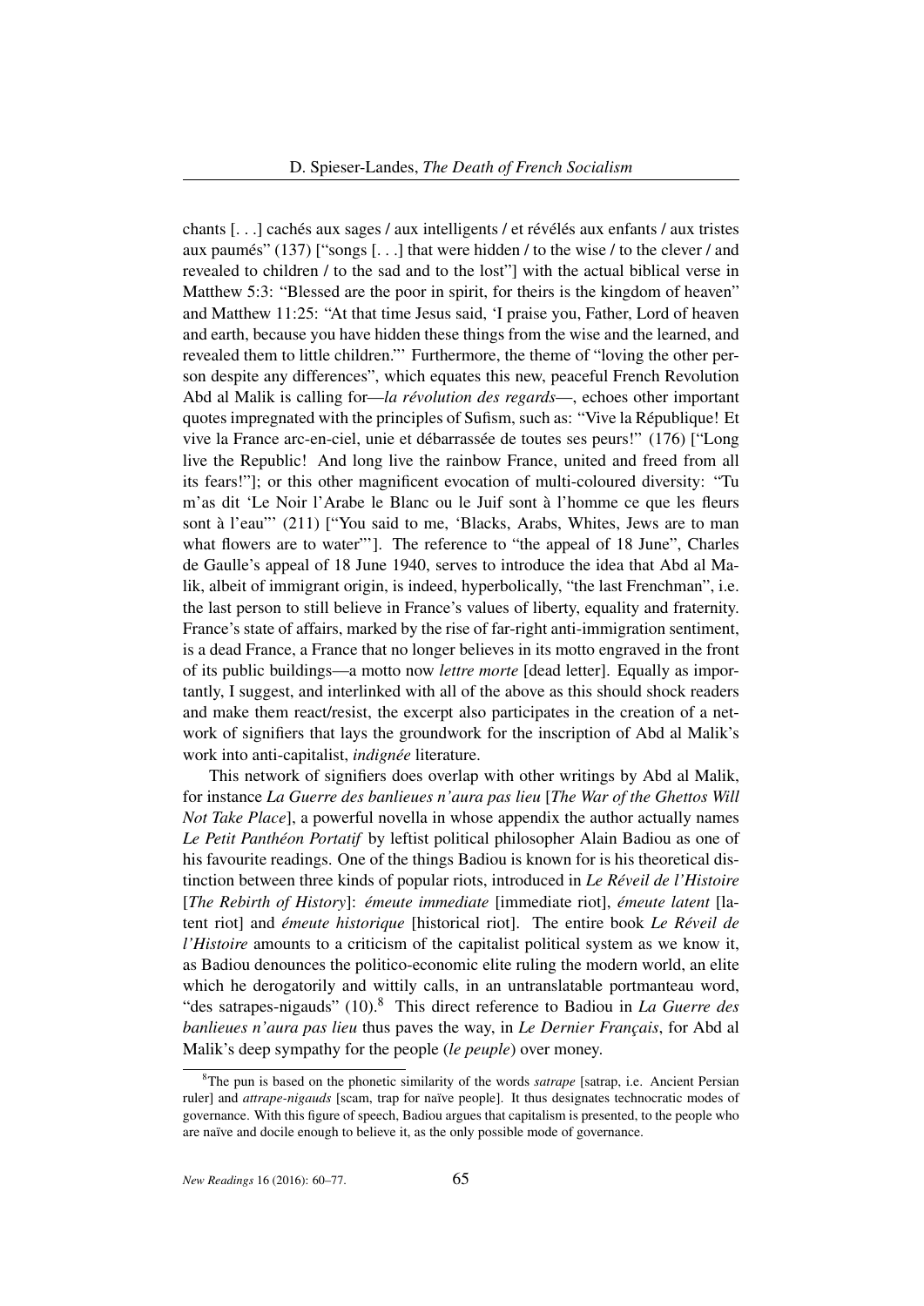chants [. . .] cachés aux sages / aux intelligents / et révélés aux enfants / aux tristes aux paumés" (137) ["songs [. . .] that were hidden / to the wise / to the clever / and revealed to children / to the sad and to the lost"] with the actual biblical verse in Matthew 5:3: "Blessed are the poor in spirit, for theirs is the kingdom of heaven" and Matthew 11:25: "At that time Jesus said, 'I praise you, Father, Lord of heaven and earth, because you have hidden these things from the wise and the learned, and revealed them to little children."' Furthermore, the theme of "loving the other person despite any differences", which equates this new, peaceful French Revolution Abd al Malik is calling for—*la révolution des regards*—, echoes other important quotes impregnated with the principles of Sufism, such as: "Vive la République! Et vive la France arc-en-ciel, unie et débarrassée de toutes ses peurs!" (176) ["Long live the Republic! And long live the rainbow France, united and freed from all its fears!"]; or this other magnificent evocation of multi-coloured diversity: "Tu m'as dit 'Le Noir l'Arabe le Blanc ou le Juif sont à l'homme ce que les fleurs sont à l'eau"' (211) ["You said to me, 'Blacks, Arabs, Whites, Jews are to man what flowers are to water"']. The reference to "the appeal of 18 June", Charles de Gaulle's appeal of 18 June 1940, serves to introduce the idea that Abd al Malik, albeit of immigrant origin, is indeed, hyperbolically, "the last Frenchman", i.e. the last person to still believe in France's values of liberty, equality and fraternity. France's state of affairs, marked by the rise of far-right anti-immigration sentiment, is a dead France, a France that no longer believes in its motto engraved in the front of its public buildings—a motto now *lettre morte* [dead letter]. Equally as importantly, I suggest, and interlinked with all of the above as this should shock readers and make them react/resist, the excerpt also participates in the creation of a network of signifiers that lays the groundwork for the inscription of Abd al Malik's work into anti-capitalist, *indignée* literature.

This network of signifiers does overlap with other writings by Abd al Malik, for instance *La Guerre des banlieues n'aura pas lieu* [*The War of the Ghettos Will Not Take Place*], a powerful novella in whose appendix the author actually names *Le Petit Panthéon Portatif* by leftist political philosopher Alain Badiou as one of his favourite readings. One of the things Badiou is known for is his theoretical distinction between three kinds of popular riots, introduced in *Le Réveil de l'Histoire* [*The Rebirth of History*]: *émeute immediate* [immediate riot], *émeute latent* [latent riot] and *émeute historique* [historical riot]. The entire book *Le Réveil de l'Histoire* amounts to a criticism of the capitalist political system as we know it, as Badiou denounces the politico-economic elite ruling the modern world, an elite which he derogatorily and wittily calls, in an untranslatable portmanteau word, "des satrapes-nigauds" (10).[8] This direct reference to Badiou in *La Guerre des banlieues n'aura pas lieu* thus paves the way, in *Le Dernier Français*, for Abd al Malik's deep sympathy for the people (*le peuple*) over money.

[8] The pun is based on the phonetic similarity of the words *satrape* [satrap, i.e. Ancient Persian ruler] and *attrape-nigauds* [scam, trap for naïve people]. It thus designates technocratic modes of governance. With this figure of speech, Badiou argues that capitalism is presented, to the people who are naïve and docile enough to believe it, as the only possible mode of governance.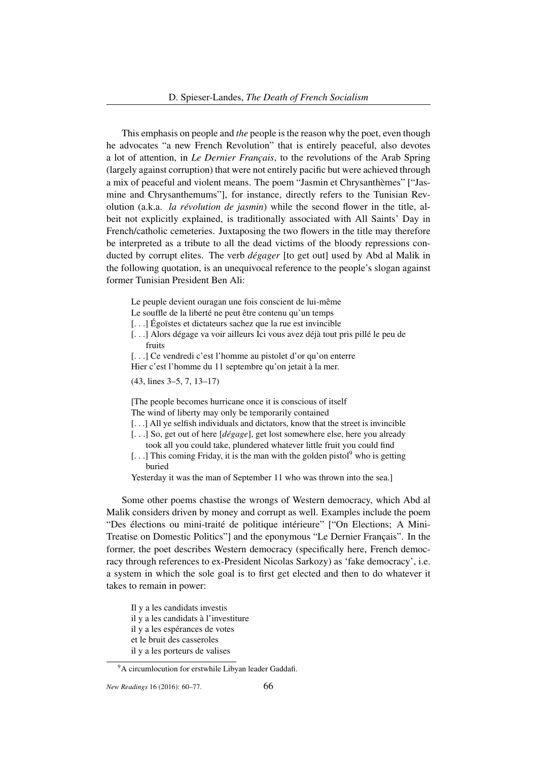This emphasis on people and *the* people is the reason why the poet, even though he advocates "a new French Revolution" that is entirely peaceful, also devotes a lot of attention, in *Le Dernier Français*, to the revolutions of the Arab Spring (largely against corruption) that were not entirely pacific but were achieved through a mix of peaceful and violent means. The poem "Jasmin et Chrysanthèmes" ["Jasmine and Chrysanthemums"], for instance, directly refers to the Tunisian Revolution (a.k.a. *la révolution de jasmin*) while the second flower in the title, albeit not explicitly explained, is traditionally associated with All Saints' Day in French/catholic cemeteries. Juxtaposing the two flowers in the title may therefore be interpreted as a tribute to all the dead victims of the bloody repressions conducted by corrupt elites. The verb *dégager* [to get out] used by Abd al Malik in the following quotation, is an unequivocal reference to the people's slogan against former Tunisian President Ben Ali:

> Le peuple devient ouragan une fois conscient de lui-même
> Le souffle de la liberté ne peut être contenu qu'un temps
> [. . .] Égoïstes et dictateurs sachez que la rue est invincible
> [. . .] Alors dégage va voir ailleurs Ici vous avez déjà tout pris pillé le peu de fruits
> [. . .] Ce vendredi c'est l'homme au pistolet d'or qu'on enterre
> Hier c'est l'homme du 11 septembre qu'on jetait à la mer.
>
> (43, lines 3–5, 7, 13–17)
>
> [The people becomes hurricane once it is conscious of itself
> The wind of liberty may only be temporarily contained
> [. . .] All ye selfish individuals and dictators, know that the street is invincible
> [. . .] So, get out of here [*dégage*], get lost somewhere else, here you already took all you could take, plundered whatever little fruit you could find
> [. . .] This coming Friday, it is the man with the golden pistol[9] who is getting buried
> Yesterday it was the man of September 11 who was thrown into the sea.]

Some other poems chastise the wrongs of Western democracy, which Abd al Malik considers driven by money and corrupt as well. Examples include the poem "Des élections ou mini-traité de politique intérieure" ["On Elections; A Mini-Treatise on Domestic Politics"] and the eponymous "Le Dernier Français". In the former, the poet describes Western democracy (specifically here, French democracy through references to ex-President Nicolas Sarkozy) as 'fake democracy', i.e. a system in which the sole goal is to first get elected and then to do whatever it takes to remain in power:

> Il y a les candidats investis
> il y a les candidats à l'investiture
> il y a les espérances de votes
> et le bruit des casseroles
> il y a les porteurs de valises

[9] A circumlocution for erstwhile Libyan leader Gaddafi.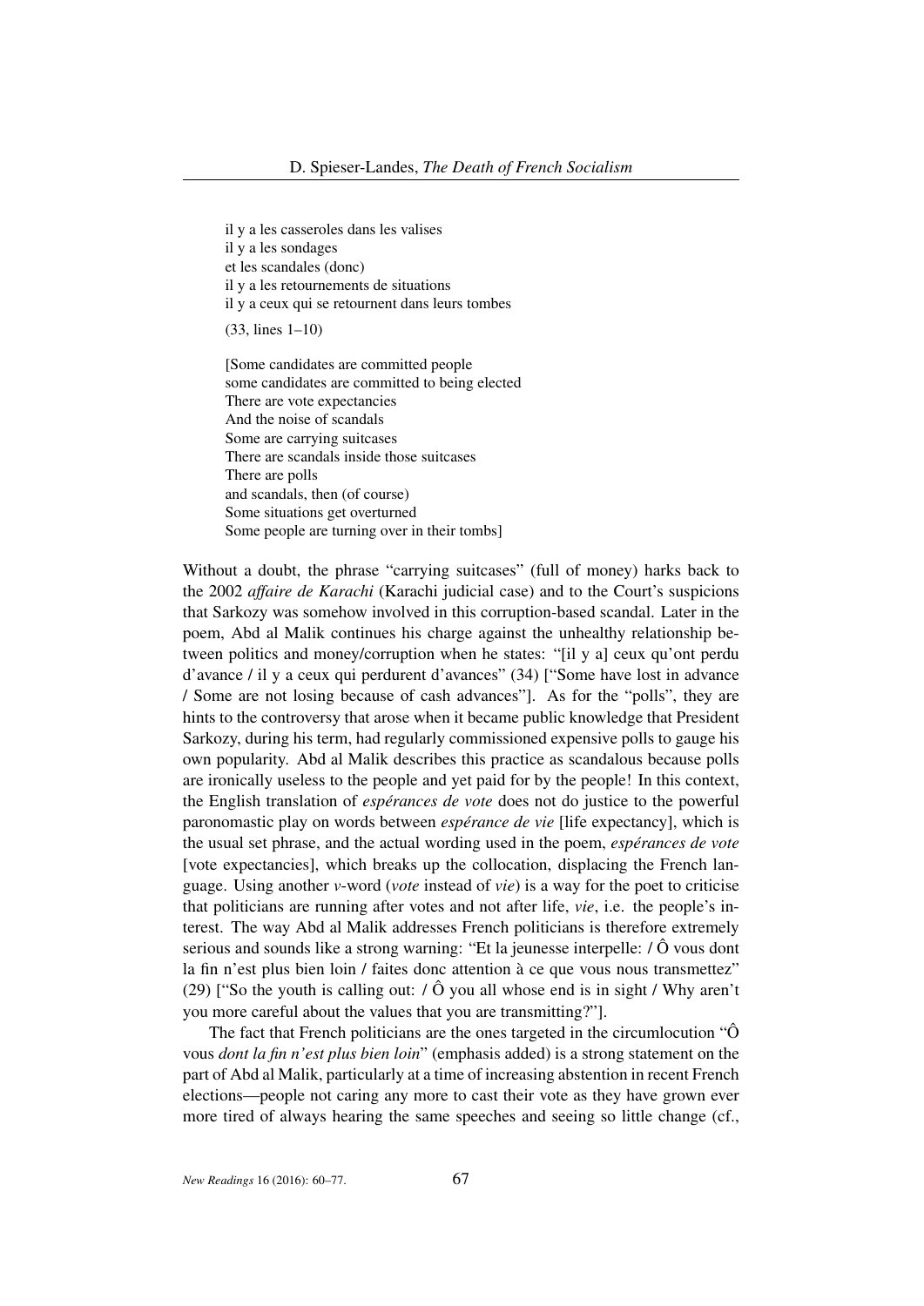il y a les casseroles dans les valises
il y a les sondages
et les scandales (donc)
il y a les retournements de situations
il y a ceux qui se retournent dans leurs tombes

(33, lines 1–10)

[Some candidates are committed people
some candidates are committed to being elected
There are vote expectancies
And the noise of scandals
Some are carrying suitcases
There are scandals inside those suitcases
There are polls
and scandals, then (of course)
Some situations get overturned
Some people are turning over in their tombs]

Without a doubt, the phrase "carrying suitcases" (full of money) harks back to the 2002 *affaire de Karachi* (Karachi judicial case) and to the Court's suspicions that Sarkozy was somehow involved in this corruption-based scandal. Later in the poem, Abd al Malik continues his charge against the unhealthy relationship between politics and money/corruption when he states: "[il y a] ceux qu'ont perdu d'avance / il y a ceux qui perdurent d'avances" (34) ["Some have lost in advance / Some are not losing because of cash advances"]. As for the "polls", they are hints to the controversy that arose when it became public knowledge that President Sarkozy, during his term, had regularly commissioned expensive polls to gauge his own popularity. Abd al Malik describes this practice as scandalous because polls are ironically useless to the people and yet paid for by the people! In this context, the English translation of *espérances de vote* does not do justice to the powerful paronomastic play on words between *espérance de vie* [life expectancy], which is the usual set phrase, and the actual wording used in the poem, *espérances de vote* [vote expectancies], which breaks up the collocation, displacing the French language. Using another *v*-word (*vote* instead of *vie*) is a way for the poet to criticise that politicians are running after votes and not after life, *vie*, i.e. the people's interest. The way Abd al Malik addresses French politicians is therefore extremely serious and sounds like a strong warning: "Et la jeunesse interpelle: / Ô vous dont la fin n'est plus bien loin / faites donc attention à ce que vous nous transmettez" (29) ["So the youth is calling out: / Ô you all whose end is in sight / Why aren't you more careful about the values that you are transmitting?"].

The fact that French politicians are the ones targeted in the circumlocution "Ô vous *dont la fin n'est plus bien loin*" (emphasis added) is a strong statement on the part of Abd al Malik, particularly at a time of increasing abstention in recent French elections—people not caring any more to cast their vote as they have grown ever more tired of always hearing the same speeches and seeing so little change (cf.,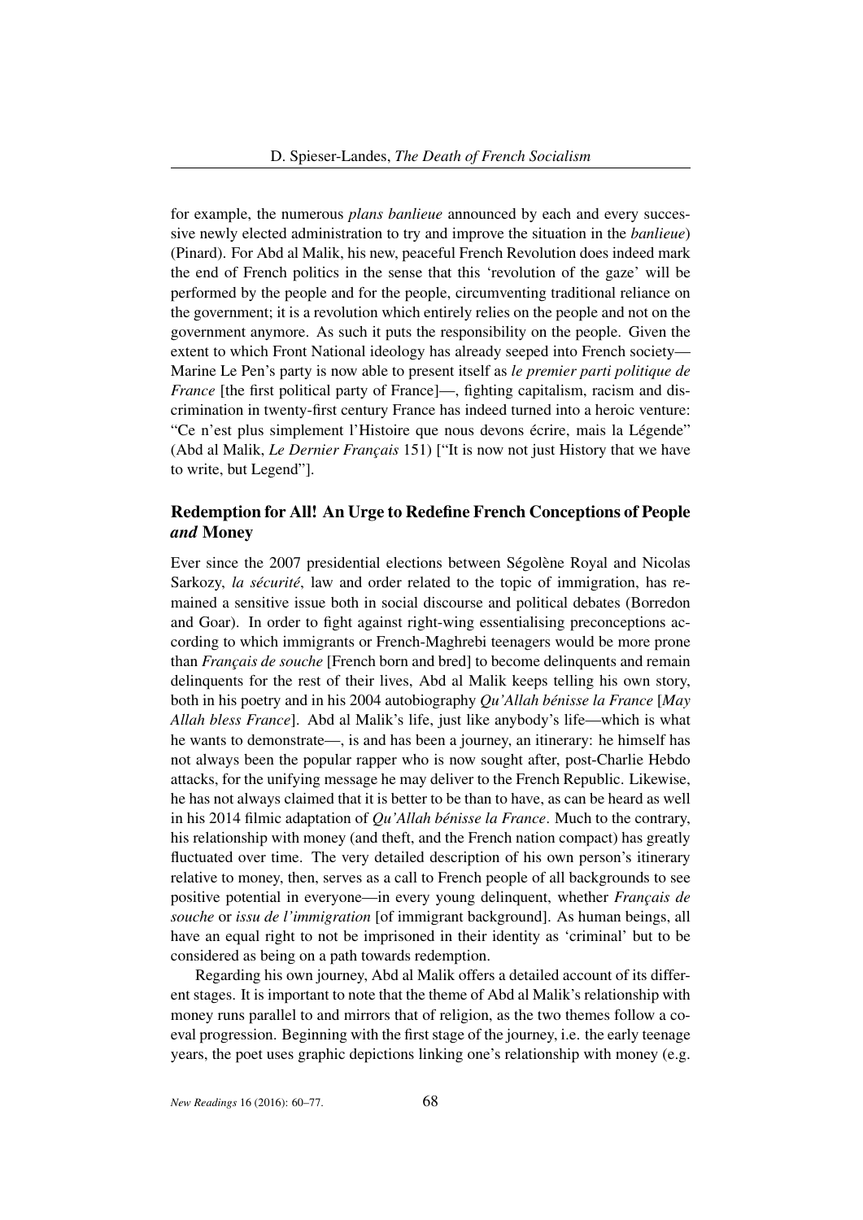for example, the numerous *plans banlieue* announced by each and every successive newly elected administration to try and improve the situation in the *banlieue*) (Pinard). For Abd al Malik, his new, peaceful French Revolution does indeed mark the end of French politics in the sense that this 'revolution of the gaze' will be performed by the people and for the people, circumventing traditional reliance on the government; it is a revolution which entirely relies on the people and not on the government anymore. As such it puts the responsibility on the people. Given the extent to which Front National ideology has already seeped into French society—Marine Le Pen's party is now able to present itself as *le premier parti politique de France* [the first political party of France]—, fighting capitalism, racism and discrimination in twenty-first century France has indeed turned into a heroic venture: "Ce n'est plus simplement l'Histoire que nous devons écrire, mais la Légende" (Abd al Malik, *Le Dernier Français* 151) ["It is now not just History that we have to write, but Legend"].

## Redemption for All! An Urge to Redefine French Conceptions of People *and* Money

Ever since the 2007 presidential elections between Ségolène Royal and Nicolas Sarkozy, *la sécurité*, law and order related to the topic of immigration, has remained a sensitive issue both in social discourse and political debates (Borredon and Goar). In order to fight against right-wing essentialising preconceptions according to which immigrants or French-Maghrebi teenagers would be more prone than *Français de souche* [French born and bred] to become delinquents and remain delinquents for the rest of their lives, Abd al Malik keeps telling his own story, both in his poetry and in his 2004 autobiography *Qu'Allah bénisse la France* [*May Allah bless France*]. Abd al Malik's life, just like anybody's life—which is what he wants to demonstrate—, is and has been a journey, an itinerary: he himself has not always been the popular rapper who is now sought after, post-Charlie Hebdo attacks, for the unifying message he may deliver to the French Republic. Likewise, he has not always claimed that it is better to be than to have, as can be heard as well in his 2014 filmic adaptation of *Qu'Allah bénisse la France*. Much to the contrary, his relationship with money (and theft, and the French nation compact) has greatly fluctuated over time. The very detailed description of his own person's itinerary relative to money, then, serves as a call to French people of all backgrounds to see positive potential in everyone—in every young delinquent, whether *Français de souche* or *issu de l'immigration* [of immigrant background]. As human beings, all have an equal right to not be imprisoned in their identity as 'criminal' but to be considered as being on a path towards redemption.

Regarding his own journey, Abd al Malik offers a detailed account of its different stages. It is important to note that the theme of Abd al Malik's relationship with money runs parallel to and mirrors that of religion, as the two themes follow a coeval progression. Beginning with the first stage of the journey, i.e. the early teenage years, the poet uses graphic depictions linking one's relationship with money (e.g.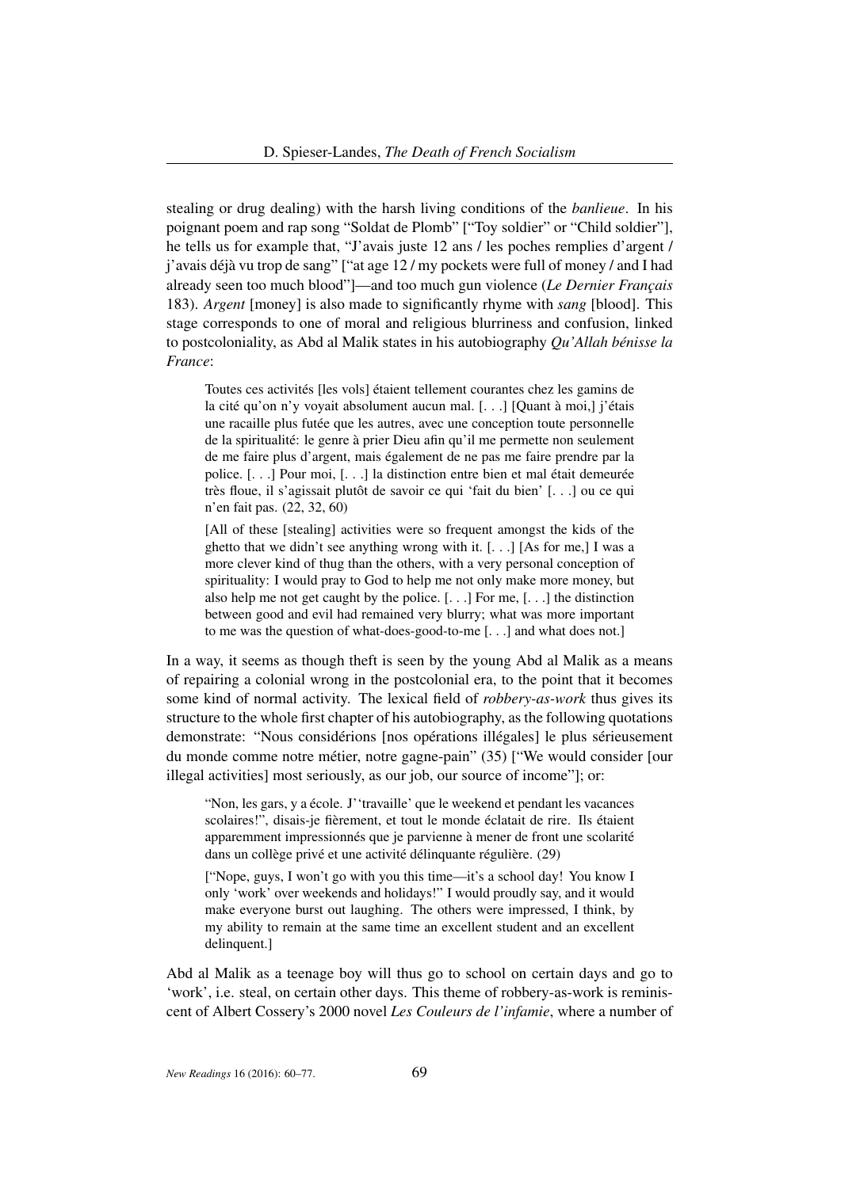stealing or drug dealing) with the harsh living conditions of the *banlieue*. In his poignant poem and rap song "Soldat de Plomb" ["Toy soldier" or "Child soldier"], he tells us for example that, "J'avais juste 12 ans / les poches remplies d'argent / j'avais déjà vu trop de sang" ["at age 12 / my pockets were full of money / and I had already seen too much blood"]—and too much gun violence (*Le Dernier Français* 183). *Argent* [money] is also made to significantly rhyme with *sang* [blood]. This stage corresponds to one of moral and religious blurriness and confusion, linked to postcoloniality, as Abd al Malik states in his autobiography *Qu'Allah bénisse la France*:

> Toutes ces activités [les vols] étaient tellement courantes chez les gamins de la cité qu'on n'y voyait absolument aucun mal. [. . .] [Quant à moi,] j'étais une racaille plus futée que les autres, avec une conception toute personnelle de la spiritualité: le genre à prier Dieu afin qu'il me permette non seulement de me faire plus d'argent, mais également de ne pas me faire prendre par la police. [. . .] Pour moi, [. . .] la distinction entre bien et mal était demeurée très floue, il s'agissait plutôt de savoir ce qui 'fait du bien' [. . .] ou ce qui n'en fait pas. (22, 32, 60)
>
> [All of these [stealing] activities were so frequent amongst the kids of the ghetto that we didn't see anything wrong with it. [. . .] [As for me,] I was a more clever kind of thug than the others, with a very personal conception of spirituality: I would pray to God to help me not only make more money, but also help me not get caught by the police. [. . .] For me, [. . .] the distinction between good and evil had remained very blurry; what was more important to me was the question of what-does-good-to-me [. . .] and what does not.]

In a way, it seems as though theft is seen by the young Abd al Malik as a means of repairing a colonial wrong in the postcolonial era, to the point that it becomes some kind of normal activity. The lexical field of *robbery-as-work* thus gives its structure to the whole first chapter of his autobiography, as the following quotations demonstrate: "Nous considérions [nos opérations illégales] le plus sérieusement du monde comme notre métier, notre gagne-pain" (35) ["We would consider [our illegal activities] most seriously, as our job, our source of income"]; or:

> "Non, les gars, y a école. J''travaille' que le weekend et pendant les vacances scolaires!", disais-je fièrement, et tout le monde éclatait de rire. Ils étaient apparemment impressionnés que je parvienne à mener de front une scolarité dans un collège privé et une activité délinquante régulière. (29)
>
> ["Nope, guys, I won't go with you this time—it's a school day! You know I only 'work' over weekends and holidays!" I would proudly say, and it would make everyone burst out laughing. The others were impressed, I think, by my ability to remain at the same time an excellent student and an excellent delinquent.]

Abd al Malik as a teenage boy will thus go to school on certain days and go to 'work', i.e. steal, on certain other days. This theme of robbery-as-work is reminiscent of Albert Cossery's 2000 novel *Les Couleurs de l'infamie*, where a number of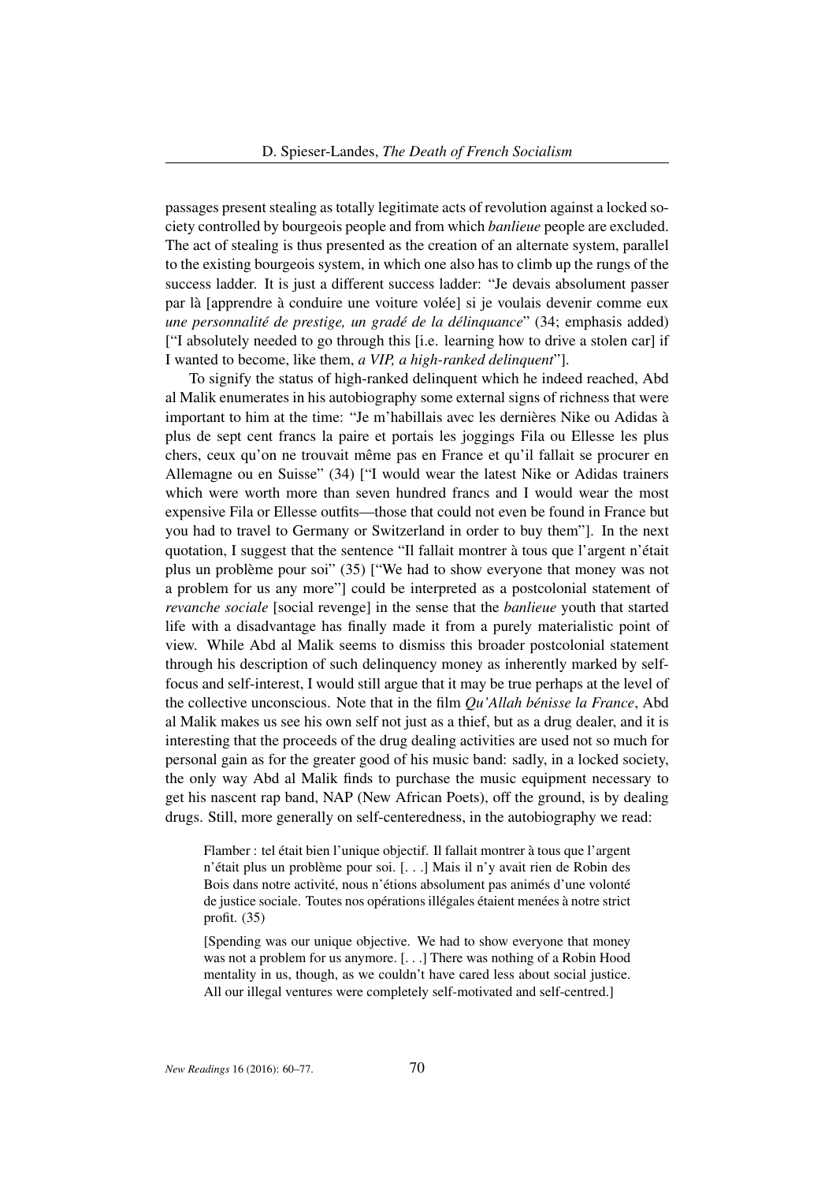passages present stealing as totally legitimate acts of revolution against a locked society controlled by bourgeois people and from which *banlieue* people are excluded. The act of stealing is thus presented as the creation of an alternate system, parallel to the existing bourgeois system, in which one also has to climb up the rungs of the success ladder. It is just a different success ladder: "Je devais absolument passer par là [apprendre à conduire une voiture volée] si je voulais devenir comme eux *une personnalité de prestige, un gradé de la délinquance*" (34; emphasis added) ["I absolutely needed to go through this [i.e. learning how to drive a stolen car] if I wanted to become, like them, *a VIP, a high-ranked delinquent*"].

To signify the status of high-ranked delinquent which he indeed reached, Abd al Malik enumerates in his autobiography some external signs of richness that were important to him at the time: "Je m'habillais avec les dernières Nike ou Adidas à plus de sept cent francs la paire et portais les joggings Fila ou Ellesse les plus chers, ceux qu'on ne trouvait même pas en France et qu'il fallait se procurer en Allemagne ou en Suisse" (34) ["I would wear the latest Nike or Adidas trainers which were worth more than seven hundred francs and I would wear the most expensive Fila or Ellesse outfits—those that could not even be found in France but you had to travel to Germany or Switzerland in order to buy them"]. In the next quotation, I suggest that the sentence "Il fallait montrer à tous que l'argent n'était plus un problème pour soi" (35) ["We had to show everyone that money was not a problem for us any more"] could be interpreted as a postcolonial statement of *revanche sociale* [social revenge] in the sense that the *banlieue* youth that started life with a disadvantage has finally made it from a purely materialistic point of view. While Abd al Malik seems to dismiss this broader postcolonial statement through his description of such delinquency money as inherently marked by self-focus and self-interest, I would still argue that it may be true perhaps at the level of the collective unconscious. Note that in the film *Qu'Allah bénisse la France*, Abd al Malik makes us see his own self not just as a thief, but as a drug dealer, and it is interesting that the proceeds of the drug dealing activities are used not so much for personal gain as for the greater good of his music band: sadly, in a locked society, the only way Abd al Malik finds to purchase the music equipment necessary to get his nascent rap band, NAP (New African Poets), off the ground, is by dealing drugs. Still, more generally on self-centeredness, in the autobiography we read:

> Flamber : tel était bien l'unique objectif. Il fallait montrer à tous que l'argent n'était plus un problème pour soi. [. . .] Mais il n'y avait rien de Robin des Bois dans notre activité, nous n'étions absolument pas animés d'une volonté de justice sociale. Toutes nos opérations illégales étaient menées à notre strict profit. (35)
>
> [Spending was our unique objective. We had to show everyone that money was not a problem for us anymore. [. . .] There was nothing of a Robin Hood mentality in us, though, as we couldn't have cared less about social justice. All our illegal ventures were completely self-motivated and self-centred.]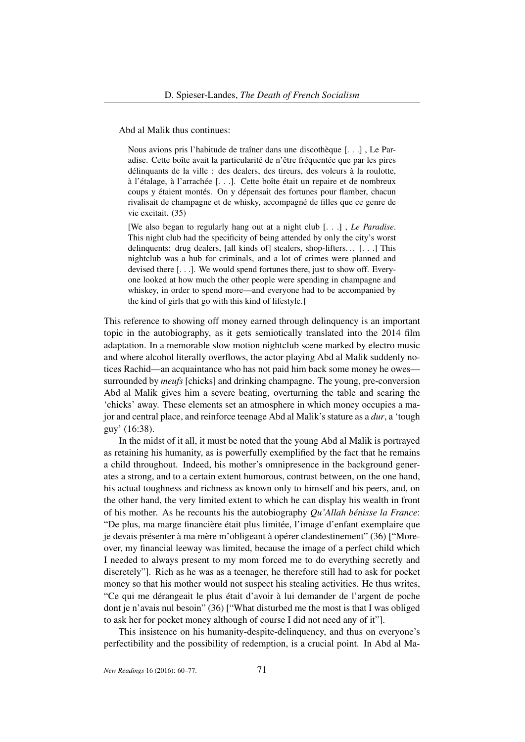Abd al Malik thus continues:

> Nous avions pris l'habitude de traîner dans une discothèque [. . .] , Le Paradise. Cette boîte avait la particularité de n'être fréquentée que par les pires délinquants de la ville : des dealers, des tireurs, des voleurs à la roulotte, à l'étalage, à l'arrachée [. . .]. Cette boîte était un repaire et de nombreux coups y étaient montés. On y dépensait des fortunes pour flamber, chacun rivalisait de champagne et de whisky, accompagné de filles que ce genre de vie excitait. (35)
>
> [We also began to regularly hang out at a night club [. . .] , *Le Paradise*. This night club had the specificity of being attended by only the city's worst delinquents: drug dealers, [all kinds of] stealers, shop-lifters. . . [. . .] This nightclub was a hub for criminals, and a lot of crimes were planned and devised there [. . .]. We would spend fortunes there, just to show off. Everyone looked at how much the other people were spending in champagne and whiskey, in order to spend more—and everyone had to be accompanied by the kind of girls that go with this kind of lifestyle.]

This reference to showing off money earned through delinquency is an important topic in the autobiography, as it gets semiotically translated into the 2014 film adaptation. In a memorable slow motion nightclub scene marked by electro music and where alcohol literally overflows, the actor playing Abd al Malik suddenly notices Rachid—an acquaintance who has not paid him back some money he owes—surrounded by *meufs* [chicks] and drinking champagne. The young, pre-conversion Abd al Malik gives him a severe beating, overturning the table and scaring the 'chicks' away. These elements set an atmosphere in which money occupies a major and central place, and reinforce teenage Abd al Malik's stature as a *dur*, a 'tough guy' (16:38).

In the midst of it all, it must be noted that the young Abd al Malik is portrayed as retaining his humanity, as is powerfully exemplified by the fact that he remains a child throughout. Indeed, his mother's omnipresence in the background generates a strong, and to a certain extent humorous, contrast between, on the one hand, his actual toughness and richness as known only to himself and his peers, and, on the other hand, the very limited extent to which he can display his wealth in front of his mother. As he recounts his the autobiography *Qu'Allah bénisse la France*: "De plus, ma marge financière était plus limitée, l'image d'enfant exemplaire que je devais présenter à ma mère m'obligeant à opérer clandestinement" (36) ["Moreover, my financial leeway was limited, because the image of a perfect child which I needed to always present to my mom forced me to do everything secretly and discretely"]. Rich as he was as a teenager, he therefore still had to ask for pocket money so that his mother would not suspect his stealing activities. He thus writes, "Ce qui me dérangeait le plus était d'avoir à lui demander de l'argent de poche dont je n'avais nul besoin" (36) ["What disturbed me the most is that I was obliged to ask her for pocket money although of course I did not need any of it"].

This insistence on his humanity-despite-delinquency, and thus on everyone's perfectibility and the possibility of redemption, is a crucial point. In Abd al Ma-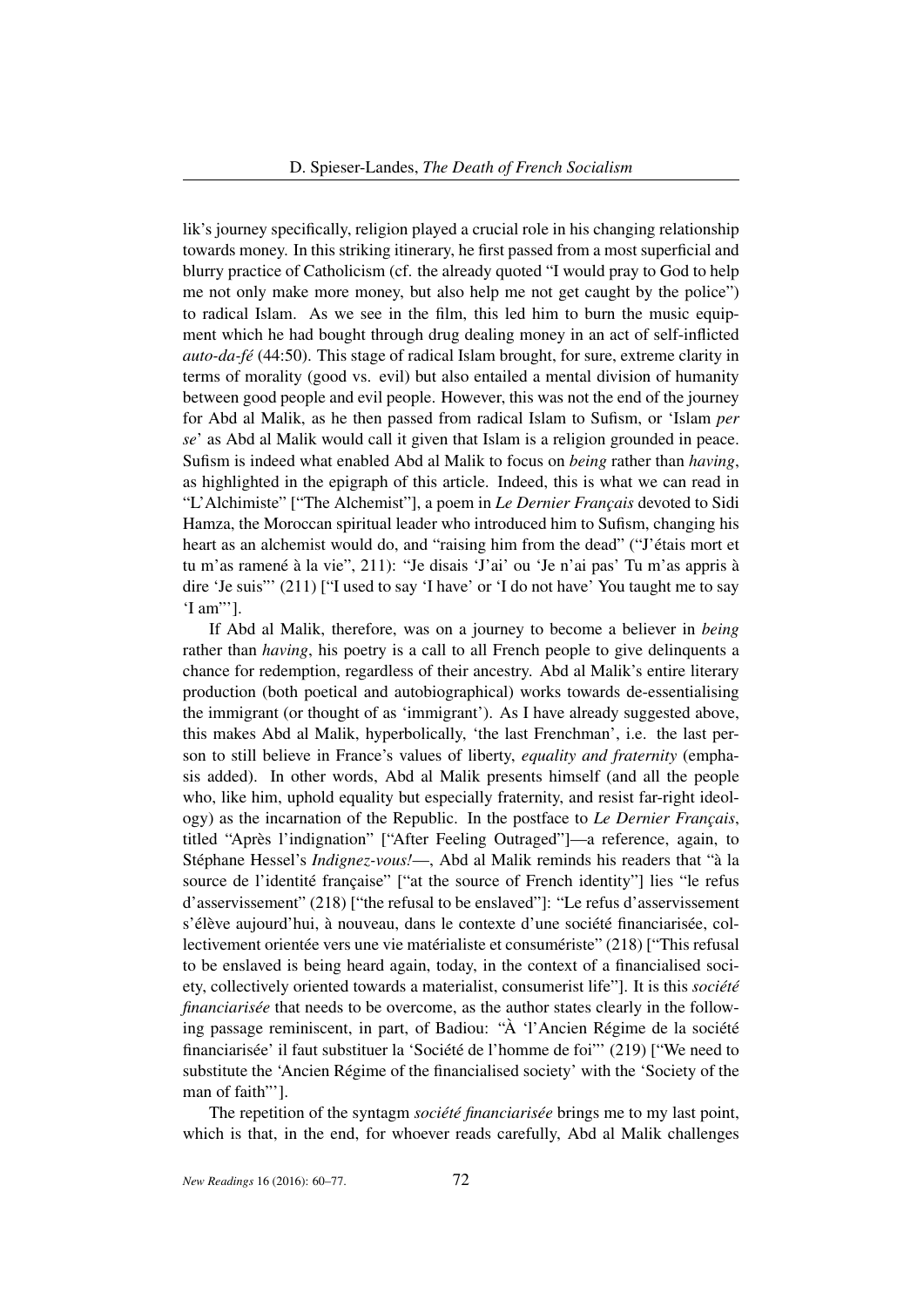lik's journey specifically, religion played a crucial role in his changing relationship towards money. In this striking itinerary, he first passed from a most superficial and blurry practice of Catholicism (cf. the already quoted "I would pray to God to help me not only make more money, but also help me not get caught by the police") to radical Islam. As we see in the film, this led him to burn the music equipment which he had bought through drug dealing money in an act of self-inflicted *auto-da-fé* (44:50). This stage of radical Islam brought, for sure, extreme clarity in terms of morality (good vs. evil) but also entailed a mental division of humanity between good people and evil people. However, this was not the end of the journey for Abd al Malik, as he then passed from radical Islam to Sufism, or 'Islam *per se*' as Abd al Malik would call it given that Islam is a religion grounded in peace. Sufism is indeed what enabled Abd al Malik to focus on *being* rather than *having*, as highlighted in the epigraph of this article. Indeed, this is what we can read in "L'Alchimiste" ["The Alchemist"], a poem in *Le Dernier Français* devoted to Sidi Hamza, the Moroccan spiritual leader who introduced him to Sufism, changing his heart as an alchemist would do, and "raising him from the dead" ("J'étais mort et tu m'as ramené à la vie", 211): "Je disais 'J'ai' ou 'Je n'ai pas' Tu m'as appris à dire 'Je suis"' (211) ["I used to say 'I have' or 'I do not have' You taught me to say 'I am"'].

If Abd al Malik, therefore, was on a journey to become a believer in *being* rather than *having*, his poetry is a call to all French people to give delinquents a chance for redemption, regardless of their ancestry. Abd al Malik's entire literary production (both poetical and autobiographical) works towards de-essentialising the immigrant (or thought of as 'immigrant'). As I have already suggested above, this makes Abd al Malik, hyperbolically, 'the last Frenchman', i.e. the last person to still believe in France's values of liberty, *equality and fraternity* (emphasis added). In other words, Abd al Malik presents himself (and all the people who, like him, uphold equality but especially fraternity, and resist far-right ideology) as the incarnation of the Republic. In the postface to *Le Dernier Français*, titled "Après l'indignation" ["After Feeling Outraged"]—a reference, again, to Stéphane Hessel's *Indignez-vous!*—, Abd al Malik reminds his readers that "à la source de l'identité française" ["at the source of French identity"] lies "le refus d'asservissement" (218) ["the refusal to be enslaved"]: "Le refus d'asservissement s'élève aujourd'hui, à nouveau, dans le contexte d'une société financiarisée, collectivement orientée vers une vie matérialiste et consumériste" (218) ["This refusal to be enslaved is being heard again, today, in the context of a financialised society, collectively oriented towards a materialist, consumerist life"]. It is this *société financiarisée* that needs to be overcome, as the author states clearly in the following passage reminiscent, in part, of Badiou: "À 'l'Ancien Régime de la société financiarisée' il faut substituer la 'Société de l'homme de foi"' (219) ["We need to substitute the 'Ancien Régime of the financialised society' with the 'Society of the man of faith"'].

The repetition of the syntagm *société financiarisée* brings me to my last point, which is that, in the end, for whoever reads carefully, Abd al Malik challenges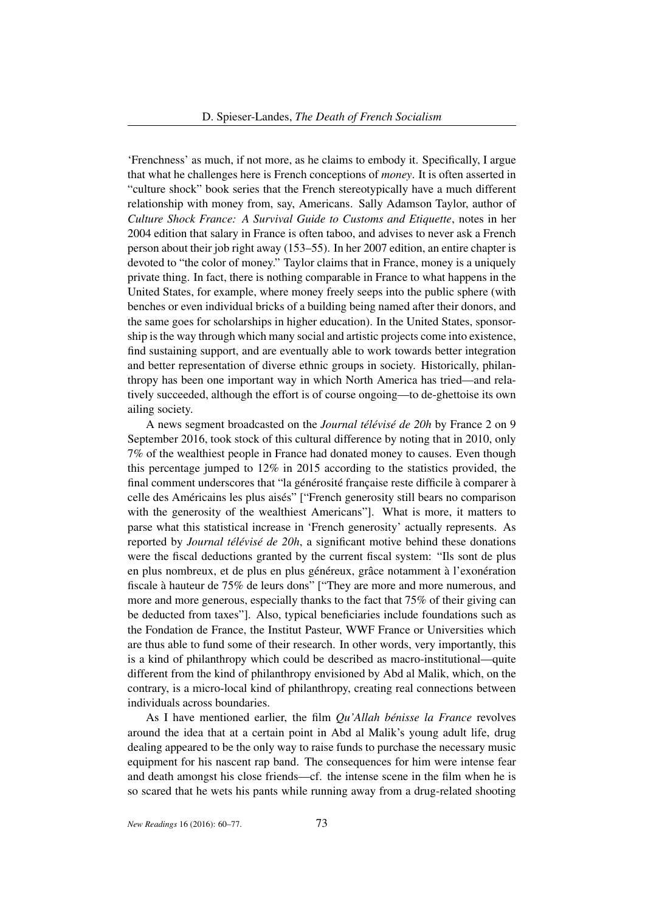'Frenchness' as much, if not more, as he claims to embody it. Specifically, I argue that what he challenges here is French conceptions of *money*. It is often asserted in "culture shock" book series that the French stereotypically have a much different relationship with money from, say, Americans. Sally Adamson Taylor, author of *Culture Shock France: A Survival Guide to Customs and Etiquette*, notes in her 2004 edition that salary in France is often taboo, and advises to never ask a French person about their job right away (153–55). In her 2007 edition, an entire chapter is devoted to "the color of money." Taylor claims that in France, money is a uniquely private thing. In fact, there is nothing comparable in France to what happens in the United States, for example, where money freely seeps into the public sphere (with benches or even individual bricks of a building being named after their donors, and the same goes for scholarships in higher education). In the United States, sponsorship is the way through which many social and artistic projects come into existence, find sustaining support, and are eventually able to work towards better integration and better representation of diverse ethnic groups in society. Historically, philanthropy has been one important way in which North America has tried—and relatively succeeded, although the effort is of course ongoing—to de-ghettoise its own ailing society.

A news segment broadcasted on the *Journal télévisé de 20h* by France 2 on 9 September 2016, took stock of this cultural difference by noting that in 2010, only 7% of the wealthiest people in France had donated money to causes. Even though this percentage jumped to 12% in 2015 according to the statistics provided, the final comment underscores that "la générosité française reste difficile à comparer à celle des Américains les plus aisés" ["French generosity still bears no comparison with the generosity of the wealthiest Americans"]. What is more, it matters to parse what this statistical increase in 'French generosity' actually represents. As reported by *Journal télévisé de 20h*, a significant motive behind these donations were the fiscal deductions granted by the current fiscal system: "Ils sont de plus en plus nombreux, et de plus en plus généreux, grâce notamment à l'exonération fiscale à hauteur de 75% de leurs dons" ["They are more and more numerous, and more and more generous, especially thanks to the fact that 75% of their giving can be deducted from taxes"]. Also, typical beneficiaries include foundations such as the Fondation de France, the Institut Pasteur, WWF France or Universities which are thus able to fund some of their research. In other words, very importantly, this is a kind of philanthropy which could be described as macro-institutional—quite different from the kind of philanthropy envisioned by Abd al Malik, which, on the contrary, is a micro-local kind of philanthropy, creating real connections between individuals across boundaries.

As I have mentioned earlier, the film *Qu'Allah bénisse la France* revolves around the idea that at a certain point in Abd al Malik's young adult life, drug dealing appeared to be the only way to raise funds to purchase the necessary music equipment for his nascent rap band. The consequences for him were intense fear and death amongst his close friends—cf. the intense scene in the film when he is so scared that he wets his pants while running away from a drug-related shooting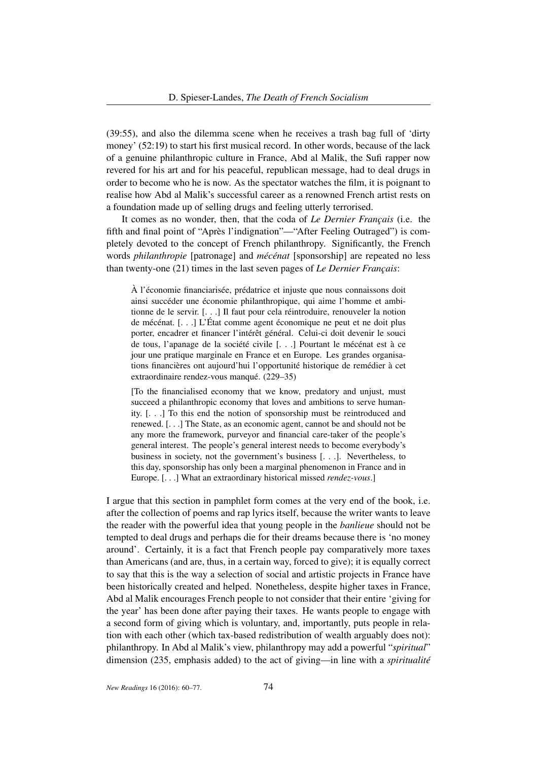(39:55), and also the dilemma scene when he receives a trash bag full of 'dirty money' (52:19) to start his first musical record. In other words, because of the lack of a genuine philanthropic culture in France, Abd al Malik, the Sufi rapper now revered for his art and for his peaceful, republican message, had to deal drugs in order to become who he is now. As the spectator watches the film, it is poignant to realise how Abd al Malik's successful career as a renowned French artist rests on a foundation made up of selling drugs and feeling utterly terrorised.

It comes as no wonder, then, that the coda of *Le Dernier Français* (i.e. the fifth and final point of "Après l'indignation"—"After Feeling Outraged") is completely devoted to the concept of French philanthropy. Significantly, the French words *philanthropie* [patronage] and *mécénat* [sponsorship] are repeated no less than twenty-one (21) times in the last seven pages of *Le Dernier Français*:

> À l'économie financiarisée, prédatrice et injuste que nous connaissons doit ainsi succéder une économie philanthropique, qui aime l'homme et ambitionne de le servir. [. . .] Il faut pour cela réintroduire, renouveler la notion de mécénat. [. . .] L'État comme agent économique ne peut et ne doit plus porter, encadrer et financer l'intérêt général. Celui-ci doit devenir le souci de tous, l'apanage de la société civile [. . .] Pourtant le mécénat est à ce jour une pratique marginale en France et en Europe. Les grandes organisations financières ont aujourd'hui l'opportunité historique de remédier à cet extraordinaire rendez-vous manqué. (229–35)
>
> [To the financialised economy that we know, predatory and unjust, must succeed a philanthropic economy that loves and ambitions to serve humanity. [. . .] To this end the notion of sponsorship must be reintroduced and renewed. [. . .] The State, as an economic agent, cannot be and should not be any more the framework, purveyor and financial care-taker of the people's general interest. The people's general interest needs to become everybody's business in society, not the government's business [. . .]. Nevertheless, to this day, sponsorship has only been a marginal phenomenon in France and in Europe. [. . .] What an extraordinary historical missed *rendez-vous*.]

I argue that this section in pamphlet form comes at the very end of the book, i.e. after the collection of poems and rap lyrics itself, because the writer wants to leave the reader with the powerful idea that young people in the *banlieue* should not be tempted to deal drugs and perhaps die for their dreams because there is 'no money around'. Certainly, it is a fact that French people pay comparatively more taxes than Americans (and are, thus, in a certain way, forced to give); it is equally correct to say that this is the way a selection of social and artistic projects in France have been historically created and helped. Nonetheless, despite higher taxes in France, Abd al Malik encourages French people to not consider that their entire 'giving for the year' has been done after paying their taxes. He wants people to engage with a second form of giving which is voluntary, and, importantly, puts people in relation with each other (which tax-based redistribution of wealth arguably does not): philanthropy. In Abd al Malik's view, philanthropy may add a powerful "*spiritual*" dimension (235, emphasis added) to the act of giving—in line with a *spiritualité*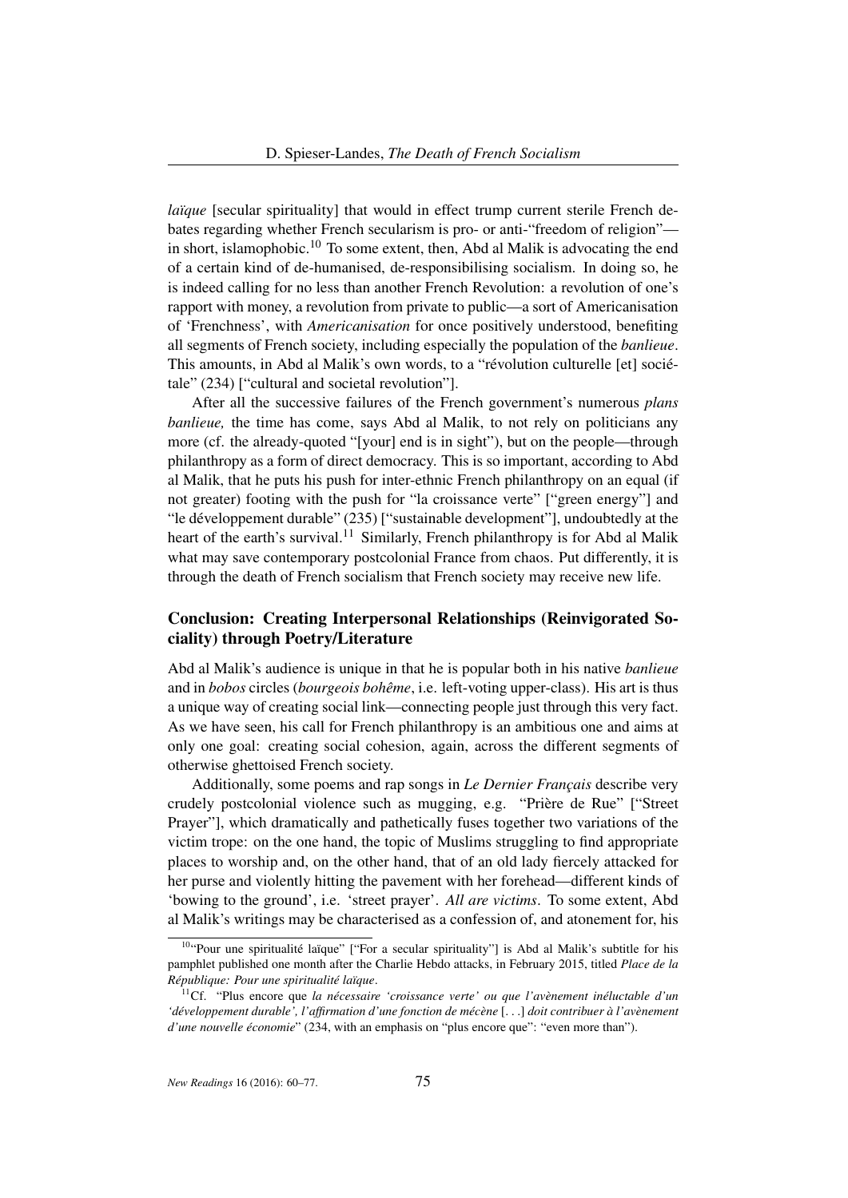*laïque* [secular spirituality] that would in effect trump current sterile French debates regarding whether French secularism is pro- or anti-"freedom of religion"—in short, islamophobic.[10] To some extent, then, Abd al Malik is advocating the end of a certain kind of de-humanised, de-responsibilising socialism. In doing so, he is indeed calling for no less than another French Revolution: a revolution of one's rapport with money, a revolution from private to public—a sort of Americanisation of 'Frenchness', with *Americanisation* for once positively understood, benefiting all segments of French society, including especially the population of the *banlieue*. This amounts, in Abd al Malik's own words, to a "révolution culturelle [et] sociétale" (234) ["cultural and societal revolution"].

After all the successive failures of the French government's numerous *plans banlieue,* the time has come, says Abd al Malik, to not rely on politicians any more (cf. the already-quoted "[your] end is in sight"), but on the people—through philanthropy as a form of direct democracy. This is so important, according to Abd al Malik, that he puts his push for inter-ethnic French philanthropy on an equal (if not greater) footing with the push for "la croissance verte" ["green energy"] and "le développement durable" (235) ["sustainable development"], undoubtedly at the heart of the earth's survival.[11] Similarly, French philanthropy is for Abd al Malik what may save contemporary postcolonial France from chaos. Put differently, it is through the death of French socialism that French society may receive new life.

## Conclusion: Creating Interpersonal Relationships (Reinvigorated Sociality) through Poetry/Literature

Abd al Malik's audience is unique in that he is popular both in his native *banlieue* and in *bobos* circles (*bourgeois bohême*, i.e. left-voting upper-class). His art is thus a unique way of creating social link—connecting people just through this very fact. As we have seen, his call for French philanthropy is an ambitious one and aims at only one goal: creating social cohesion, again, across the different segments of otherwise ghettoised French society.

Additionally, some poems and rap songs in *Le Dernier Français* describe very crudely postcolonial violence such as mugging, e.g. "Prière de Rue" ["Street Prayer"], which dramatically and pathetically fuses together two variations of the victim trope: on the one hand, the topic of Muslims struggling to find appropriate places to worship and, on the other hand, that of an old lady fiercely attacked for her purse and violently hitting the pavement with her forehead—different kinds of 'bowing to the ground', i.e. 'street prayer'. *All are victims*. To some extent, Abd al Malik's writings may be characterised as a confession of, and atonement for, his

[10] "Pour une spiritualité laïque" ["For a secular spirituality"] is Abd al Malik's subtitle for his pamphlet published one month after the Charlie Hebdo attacks, in February 2015, titled *Place de la République: Pour une spiritualité laïque*.

[11] Cf. "Plus encore que *la nécessaire 'croissance verte' ou que l'avènement inéluctable d'un 'développement durable', l'affirmation d'une fonction de mécène* [...] *doit contribuer à l'avènement d'une nouvelle économie*" (234, with an emphasis on "plus encore que": "even more than").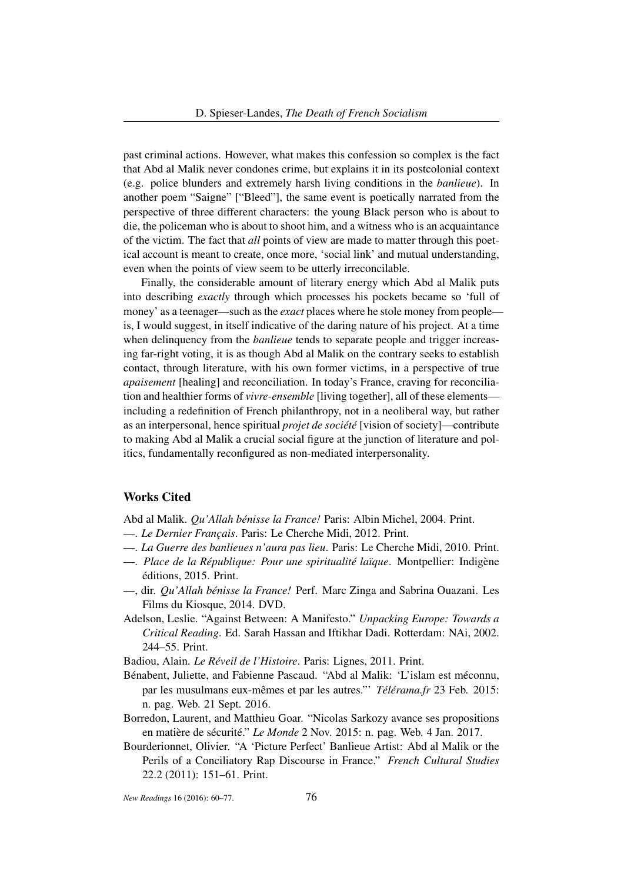past criminal actions. However, what makes this confession so complex is the fact that Abd al Malik never condones crime, but explains it in its postcolonial context (e.g. police blunders and extremely harsh living conditions in the *banlieue*). In another poem "Saigne" ["Bleed"], the same event is poetically narrated from the perspective of three different characters: the young Black person who is about to die, the policeman who is about to shoot him, and a witness who is an acquaintance of the victim. The fact that *all* points of view are made to matter through this poetical account is meant to create, once more, 'social link' and mutual understanding, even when the points of view seem to be utterly irreconcilable.

Finally, the considerable amount of literary energy which Abd al Malik puts into describing *exactly* through which processes his pockets became so 'full of money' as a teenager—such as the *exact* places where he stole money from people—is, I would suggest, in itself indicative of the daring nature of his project. At a time when delinquency from the *banlieue* tends to separate people and trigger increasing far-right voting, it is as though Abd al Malik on the contrary seeks to establish contact, through literature, with his own former victims, in a perspective of true *apaisement* [healing] and reconciliation. In today's France, craving for reconciliation and healthier forms of *vivre-ensemble* [living together], all of these elements—including a redefinition of French philanthropy, not in a neoliberal way, but rather as an interpersonal, hence spiritual *projet de société* [vision of society]—contribute to making Abd al Malik a crucial social figure at the junction of literature and politics, fundamentally reconfigured as non-mediated interpersonality.

## Works Cited

Abd al Malik. *Qu'Allah bénisse la France!* Paris: Albin Michel, 2004. Print.

—. *Le Dernier Français*. Paris: Le Cherche Midi, 2012. Print.

—. *La Guerre des banlieues n'aura pas lieu*. Paris: Le Cherche Midi, 2010. Print.

—. *Place de la République: Pour une spiritualité laïque*. Montpellier: Indigène éditions, 2015. Print.

—, dir. *Qu'Allah bénisse la France!* Perf. Marc Zinga and Sabrina Ouazani. Les Films du Kiosque, 2014. DVD.

Adelson, Leslie. "Against Between: A Manifesto." *Unpacking Europe: Towards a Critical Reading*. Ed. Sarah Hassan and Iftikhar Dadi. Rotterdam: NAi, 2002. 244–55. Print.

Badiou, Alain. *Le Réveil de l'Histoire*. Paris: Lignes, 2011. Print.

Bénabent, Juliette, and Fabienne Pascaud. "Abd al Malik: 'L'islam est méconnu, par les musulmans eux-mêmes et par les autres."' *Télérama.fr* 23 Feb. 2015: n. pag. Web. 21 Sept. 2016.

Borredon, Laurent, and Matthieu Goar. "Nicolas Sarkozy avance ses propositions en matière de sécurité." *Le Monde* 2 Nov. 2015: n. pag. Web. 4 Jan. 2017.

Bourderionnet, Olivier. "A 'Picture Perfect' Banlieue Artist: Abd al Malik or the Perils of a Conciliatory Rap Discourse in France." *French Cultural Studies* 22.2 (2011): 151–61. Print.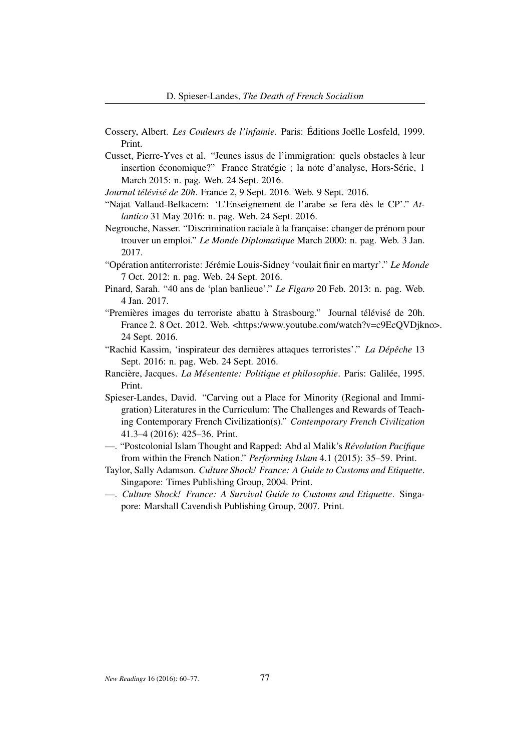Cossery, Albert. *Les Couleurs de l'infamie*. Paris: Éditions Joëlle Losfeld, 1999. Print.

Cusset, Pierre-Yves et al. "Jeunes issus de l'immigration: quels obstacles à leur insertion économique?" France Stratégie ; la note d'analyse, Hors-Série, 1 March 2015: n. pag. Web. 24 Sept. 2016.

*Journal télévisé de 20h*. France 2, 9 Sept. 2016. Web. 9 Sept. 2016.

"Najat Vallaud-Belkacem: 'L'Enseignement de l'arabe se fera dès le CP'." *Atlantico* 31 May 2016: n. pag. Web. 24 Sept. 2016.

Negrouche, Nasser. "Discrimination raciale à la française: changer de prénom pour trouver un emploi." *Le Monde Diplomatique* March 2000: n. pag. Web. 3 Jan. 2017.

"Opération antiterroriste: Jérémie Louis-Sidney 'voulait finir en martyr'." *Le Monde* 7 Oct. 2012: n. pag. Web. 24 Sept. 2016.

Pinard, Sarah. "40 ans de 'plan banlieue'." *Le Figaro* 20 Feb. 2013: n. pag. Web. 4 Jan. 2017.

"Premières images du terroriste abattu à Strasbourg." Journal télévisé de 20h. France 2. 8 Oct. 2012. Web. <https:/www.youtube.com/watch?v=c9EcQVDjkno>. 24 Sept. 2016.

"Rachid Kassim, 'inspirateur des dernières attaques terroristes'." *La Dépêche* 13 Sept. 2016: n. pag. Web. 24 Sept. 2016.

Rancière, Jacques. *La Mésentente: Politique et philosophie*. Paris: Galilée, 1995. Print.

Spieser-Landes, David. "Carving out a Place for Minority (Regional and Immigration) Literatures in the Curriculum: The Challenges and Rewards of Teaching Contemporary French Civilization(s)." *Contemporary French Civilization* 41.3–4 (2016): 425–36. Print.

—. "Postcolonial Islam Thought and Rapped: Abd al Malik's *Révolution Pacifique* from within the French Nation." *Performing Islam* 4.1 (2015): 35–59. Print.

Taylor, Sally Adamson. *Culture Shock! France: A Guide to Customs and Etiquette*. Singapore: Times Publishing Group, 2004. Print.

—. *Culture Shock! France: A Survival Guide to Customs and Etiquette*. Singapore: Marshall Cavendish Publishing Group, 2007. Print.